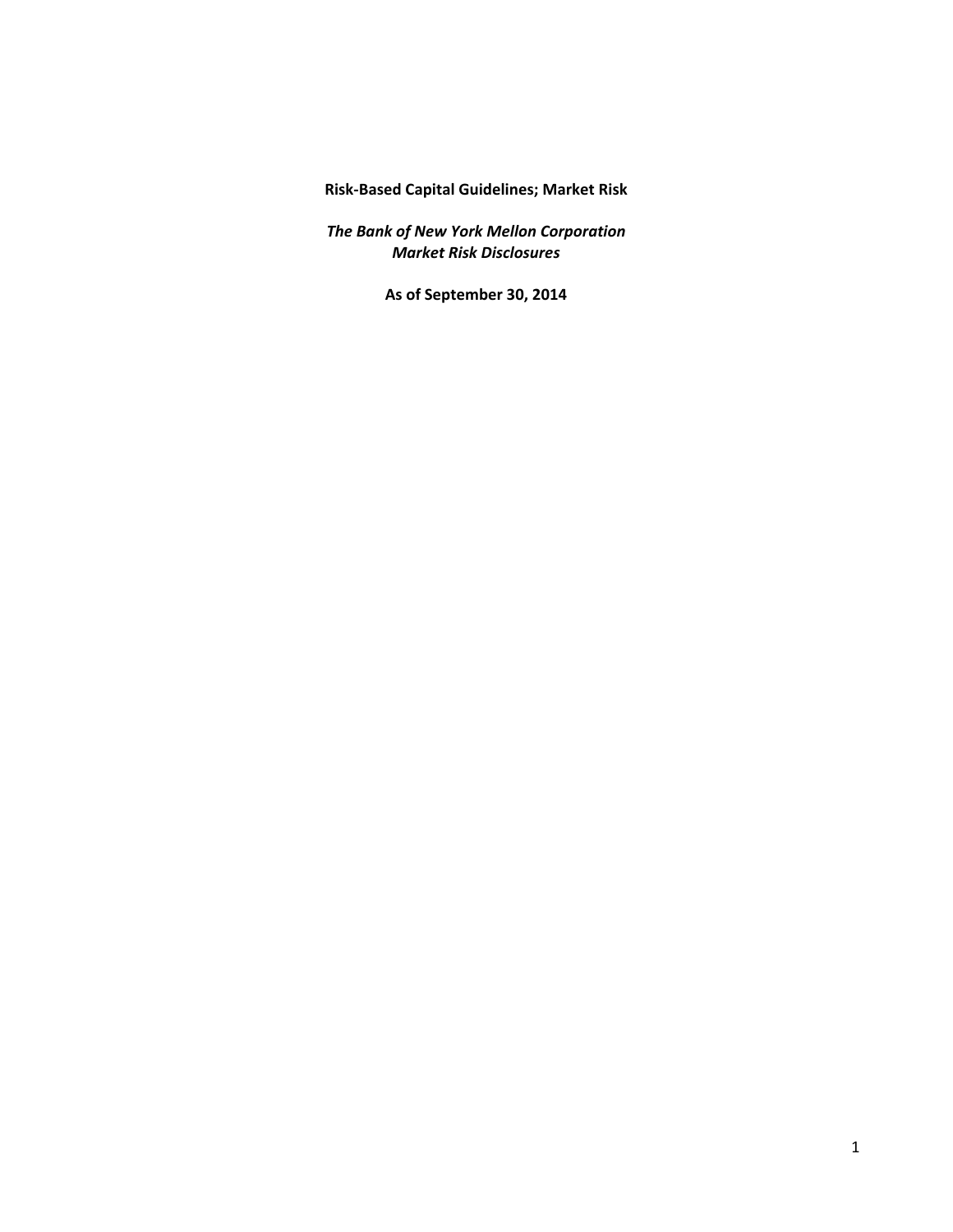**Risk-Based Capital Guidelines; Market Risk**

***The Bank of New York Mellon Corporation***
***Market Risk Disclosures***

**As of September 30, 2014**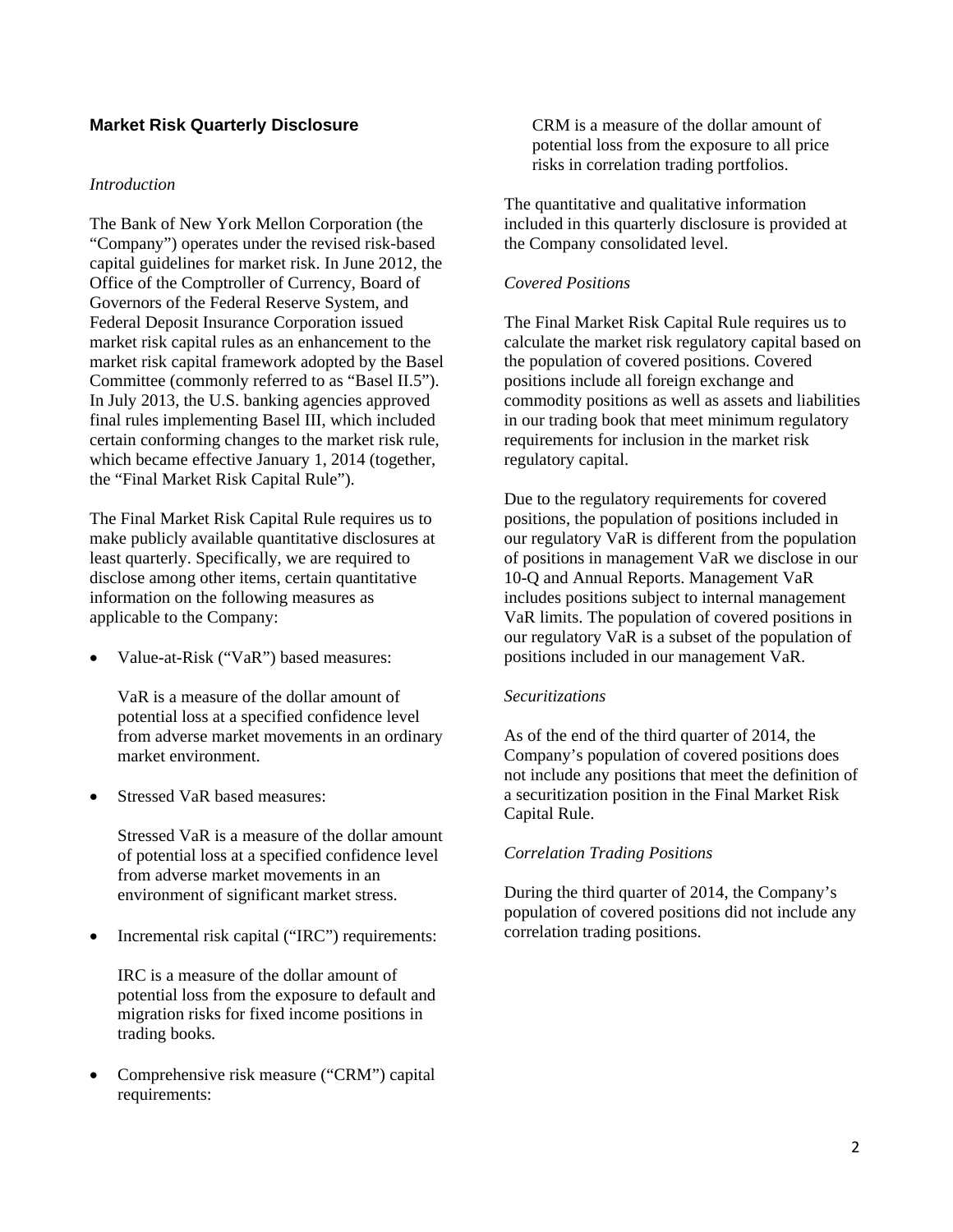## Market Risk Quarterly Disclosure

*Introduction*

The Bank of New York Mellon Corporation (the "Company") operates under the revised risk-based capital guidelines for market risk. In June 2012, the Office of the Comptroller of Currency, Board of Governors of the Federal Reserve System, and Federal Deposit Insurance Corporation issued market risk capital rules as an enhancement to the market risk capital framework adopted by the Basel Committee (commonly referred to as "Basel II.5"). In July 2013, the U.S. banking agencies approved final rules implementing Basel III, which included certain conforming changes to the market risk rule, which became effective January 1, 2014 (together, the "Final Market Risk Capital Rule").

The Final Market Risk Capital Rule requires us to make publicly available quantitative disclosures at least quarterly. Specifically, we are required to disclose among other items, certain quantitative information on the following measures as applicable to the Company:

- Value-at-Risk ("VaR") based measures:

  VaR is a measure of the dollar amount of potential loss at a specified confidence level from adverse market movements in an ordinary market environment.

- Stressed VaR based measures:

  Stressed VaR is a measure of the dollar amount of potential loss at a specified confidence level from adverse market movements in an environment of significant market stress.

- Incremental risk capital ("IRC") requirements:

  IRC is a measure of the dollar amount of potential loss from the exposure to default and migration risks for fixed income positions in trading books.

- Comprehensive risk measure ("CRM") capital requirements:

  CRM is a measure of the dollar amount of potential loss from the exposure to all price risks in correlation trading portfolios.

The quantitative and qualitative information included in this quarterly disclosure is provided at the Company consolidated level.

*Covered Positions*

The Final Market Risk Capital Rule requires us to calculate the market risk regulatory capital based on the population of covered positions. Covered positions include all foreign exchange and commodity positions as well as assets and liabilities in our trading book that meet minimum regulatory requirements for inclusion in the market risk regulatory capital.

Due to the regulatory requirements for covered positions, the population of positions included in our regulatory VaR is different from the population of positions in management VaR we disclose in our 10-Q and Annual Reports. Management VaR includes positions subject to internal management VaR limits. The population of covered positions in our regulatory VaR is a subset of the population of positions included in our management VaR.

*Securitizations*

As of the end of the third quarter of 2014, the Company's population of covered positions does not include any positions that meet the definition of a securitization position in the Final Market Risk Capital Rule.

*Correlation Trading Positions*

During the third quarter of 2014, the Company's population of covered positions did not include any correlation trading positions.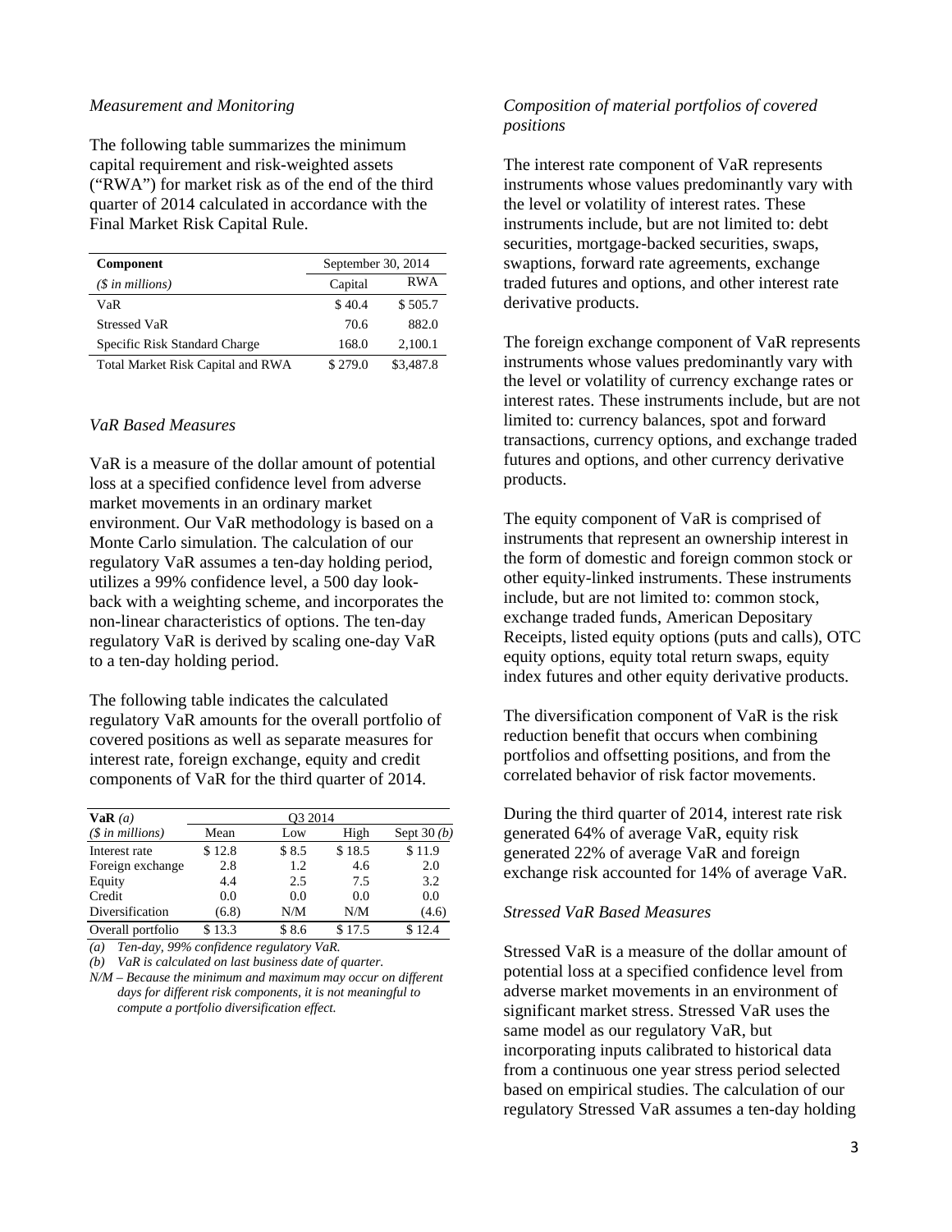*Measurement and Monitoring*

The following table summarizes the minimum capital requirement and risk-weighted assets ("RWA") for market risk as of the end of the third quarter of 2014 calculated in accordance with the Final Market Risk Capital Rule.

| **Component** | September 30, 2014 | |
|---|---|---|
| *($ in millions)* | Capital | RWA |
| VaR | $ 40.4 | $ 505.7 |
| Stressed VaR | 70.6 | 882.0 |
| Specific Risk Standard Charge | 168.0 | 2,100.1 |
| Total Market Risk Capital and RWA | $ 279.0 | $3,487.8 |

*VaR Based Measures*

VaR is a measure of the dollar amount of potential loss at a specified confidence level from adverse market movements in an ordinary market environment. Our VaR methodology is based on a Monte Carlo simulation. The calculation of our regulatory VaR assumes a ten-day holding period, utilizes a 99% confidence level, a 500 day look-back with a weighting scheme, and incorporates the non-linear characteristics of options. The ten-day regulatory VaR is derived by scaling one-day VaR to a ten-day holding period.

The following table indicates the calculated regulatory VaR amounts for the overall portfolio of covered positions as well as separate measures for interest rate, foreign exchange, equity and credit components of VaR for the third quarter of 2014.

| **VaR** *(a)* | Q3 2014 | | | |
|---|---|---|---|---|
| *($ in millions)* | Mean | Low | High | Sept 30 *(b)* |
| Interest rate | $ 12.8 | $ 8.5 | $ 18.5 | $ 11.9 |
| Foreign exchange | 2.8 | 1.2 | 4.6 | 2.0 |
| Equity | 4.4 | 2.5 | 7.5 | 3.2 |
| Credit | 0.0 | 0.0 | 0.0 | 0.0 |
| Diversification | (6.8) | N/M | N/M | (4.6) |
| Overall portfolio | $ 13.3 | $ 8.6 | $ 17.5 | $ 12.4 |

*(a) Ten-day, 99% confidence regulatory VaR.*

*(b) VaR is calculated on last business date of quarter.*

*N/M – Because the minimum and maximum may occur on different days for different risk components, it is not meaningful to compute a portfolio diversification effect.*

*Composition of material portfolios of covered positions*

The interest rate component of VaR represents instruments whose values predominantly vary with the level or volatility of interest rates. These instruments include, but are not limited to: debt securities, mortgage-backed securities, swaps, swaptions, forward rate agreements, exchange traded futures and options, and other interest rate derivative products.

The foreign exchange component of VaR represents instruments whose values predominantly vary with the level or volatility of currency exchange rates or interest rates. These instruments include, but are not limited to: currency balances, spot and forward transactions, currency options, and exchange traded futures and options, and other currency derivative products.

The equity component of VaR is comprised of instruments that represent an ownership interest in the form of domestic and foreign common stock or other equity-linked instruments. These instruments include, but are not limited to: common stock, exchange traded funds, American Depositary Receipts, listed equity options (puts and calls), OTC equity options, equity total return swaps, equity index futures and other equity derivative products.

The diversification component of VaR is the risk reduction benefit that occurs when combining portfolios and offsetting positions, and from the correlated behavior of risk factor movements.

During the third quarter of 2014, interest rate risk generated 64% of average VaR, equity risk generated 22% of average VaR and foreign exchange risk accounted for 14% of average VaR.

*Stressed VaR Based Measures*

Stressed VaR is a measure of the dollar amount of potential loss at a specified confidence level from adverse market movements in an environment of significant market stress. Stressed VaR uses the same model as our regulatory VaR, but incorporating inputs calibrated to historical data from a continuous one year stress period selected based on empirical studies. The calculation of our regulatory Stressed VaR assumes a ten-day holding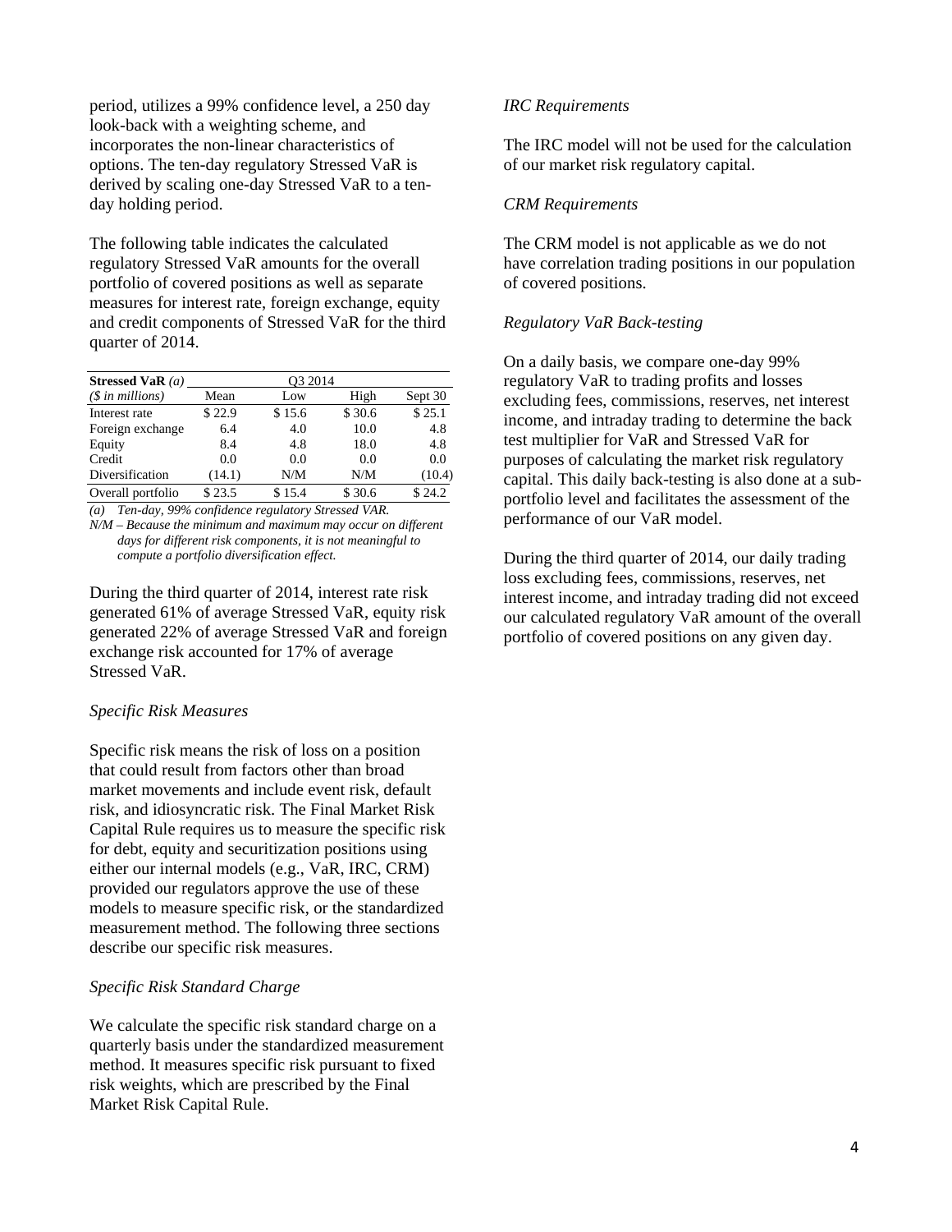period, utilizes a 99% confidence level, a 250 day look-back with a weighting scheme, and incorporates the non-linear characteristics of options. The ten-day regulatory Stressed VaR is derived by scaling one-day Stressed VaR to a ten-day holding period.

The following table indicates the calculated regulatory Stressed VaR amounts for the overall portfolio of covered positions as well as separate measures for interest rate, foreign exchange, equity and credit components of Stressed VaR for the third quarter of 2014.

| **Stressed VaR** *(a)* | Q3 2014 | | | |
|---|---|---|---|---|
| *($ in millions)* | Mean | Low | High | Sept 30 |
| Interest rate | $ 22.9 | $ 15.6 | $ 30.6 | $ 25.1 |
| Foreign exchange | 6.4 | 4.0 | 10.0 | 4.8 |
| Equity | 8.4 | 4.8 | 18.0 | 4.8 |
| Credit | 0.0 | 0.0 | 0.0 | 0.0 |
| Diversification | (14.1) | N/M | N/M | (10.4) |
| Overall portfolio | $ 23.5 | $ 15.4 | $ 30.6 | $ 24.2 |

*(a) Ten-day, 99% confidence regulatory Stressed VAR.*
*N/M – Because the minimum and maximum may occur on different days for different risk components, it is not meaningful to compute a portfolio diversification effect.*

During the third quarter of 2014, interest rate risk generated 61% of average Stressed VaR, equity risk generated 22% of average Stressed VaR and foreign exchange risk accounted for 17% of average Stressed VaR.

*Specific Risk Measures*

Specific risk means the risk of loss on a position that could result from factors other than broad market movements and include event risk, default risk, and idiosyncratic risk. The Final Market Risk Capital Rule requires us to measure the specific risk for debt, equity and securitization positions using either our internal models (e.g., VaR, IRC, CRM) provided our regulators approve the use of these models to measure specific risk, or the standardized measurement method. The following three sections describe our specific risk measures.

*Specific Risk Standard Charge*

We calculate the specific risk standard charge on a quarterly basis under the standardized measurement method. It measures specific risk pursuant to fixed risk weights, which are prescribed by the Final Market Risk Capital Rule.

*IRC Requirements*

The IRC model will not be used for the calculation of our market risk regulatory capital.

*CRM Requirements*

The CRM model is not applicable as we do not have correlation trading positions in our population of covered positions.

*Regulatory VaR Back-testing*

On a daily basis, we compare one-day 99% regulatory VaR to trading profits and losses excluding fees, commissions, reserves, net interest income, and intraday trading to determine the back test multiplier for VaR and Stressed VaR for purposes of calculating the market risk regulatory capital. This daily back-testing is also done at a sub-portfolio level and facilitates the assessment of the performance of our VaR model.

During the third quarter of 2014, our daily trading loss excluding fees, commissions, reserves, net interest income, and intraday trading did not exceed our calculated regulatory VaR amount of the overall portfolio of covered positions on any given day.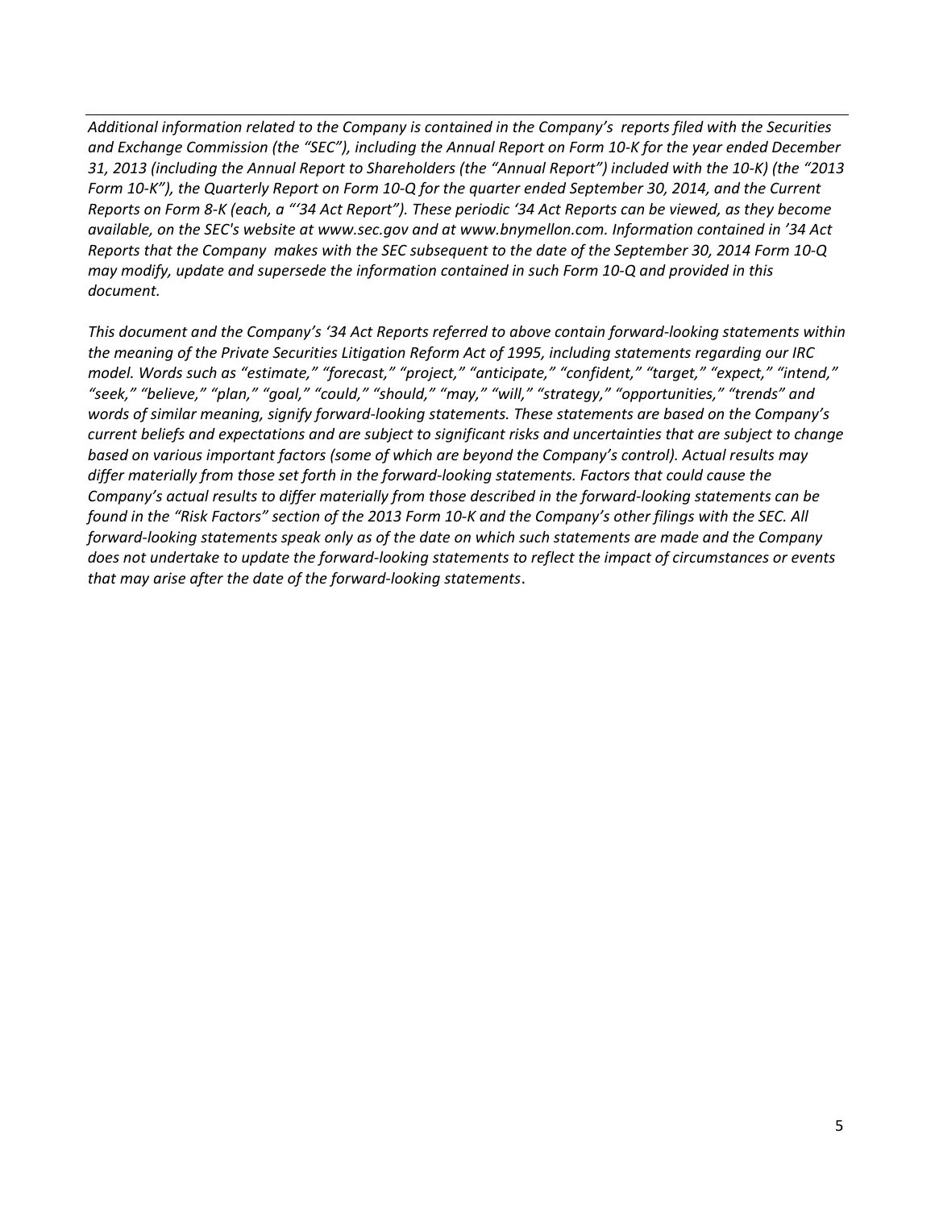*Additional information related to the Company is contained in the Company's reports filed with the Securities and Exchange Commission (the "SEC"), including the Annual Report on Form 10-K for the year ended December 31, 2013 (including the Annual Report to Shareholders (the "Annual Report") included with the 10-K) (the "2013 Form 10-K"), the Quarterly Report on Form 10-Q for the quarter ended September 30, 2014, and the Current Reports on Form 8-K (each, a "'34 Act Report"). These periodic '34 Act Reports can be viewed, as they become available, on the SEC's website at www.sec.gov and at www.bnymellon.com. Information contained in '34 Act Reports that the Company makes with the SEC subsequent to the date of the September 30, 2014 Form 10-Q may modify, update and supersede the information contained in such Form 10-Q and provided in this document.*

*This document and the Company's '34 Act Reports referred to above contain forward-looking statements within the meaning of the Private Securities Litigation Reform Act of 1995, including statements regarding our IRC model. Words such as "estimate," "forecast," "project," "anticipate," "confident," "target," "expect," "intend," "seek," "believe," "plan," "goal," "could," "should," "may," "will," "strategy," "opportunities," "trends" and words of similar meaning, signify forward-looking statements. These statements are based on the Company's current beliefs and expectations and are subject to significant risks and uncertainties that are subject to change based on various important factors (some of which are beyond the Company's control). Actual results may differ materially from those set forth in the forward-looking statements. Factors that could cause the Company's actual results to differ materially from those described in the forward-looking statements can be found in the "Risk Factors" section of the 2013 Form 10-K and the Company's other filings with the SEC. All forward-looking statements speak only as of the date on which such statements are made and the Company does not undertake to update the forward-looking statements to reflect the impact of circumstances or events that may arise after the date of the forward-looking statements*.